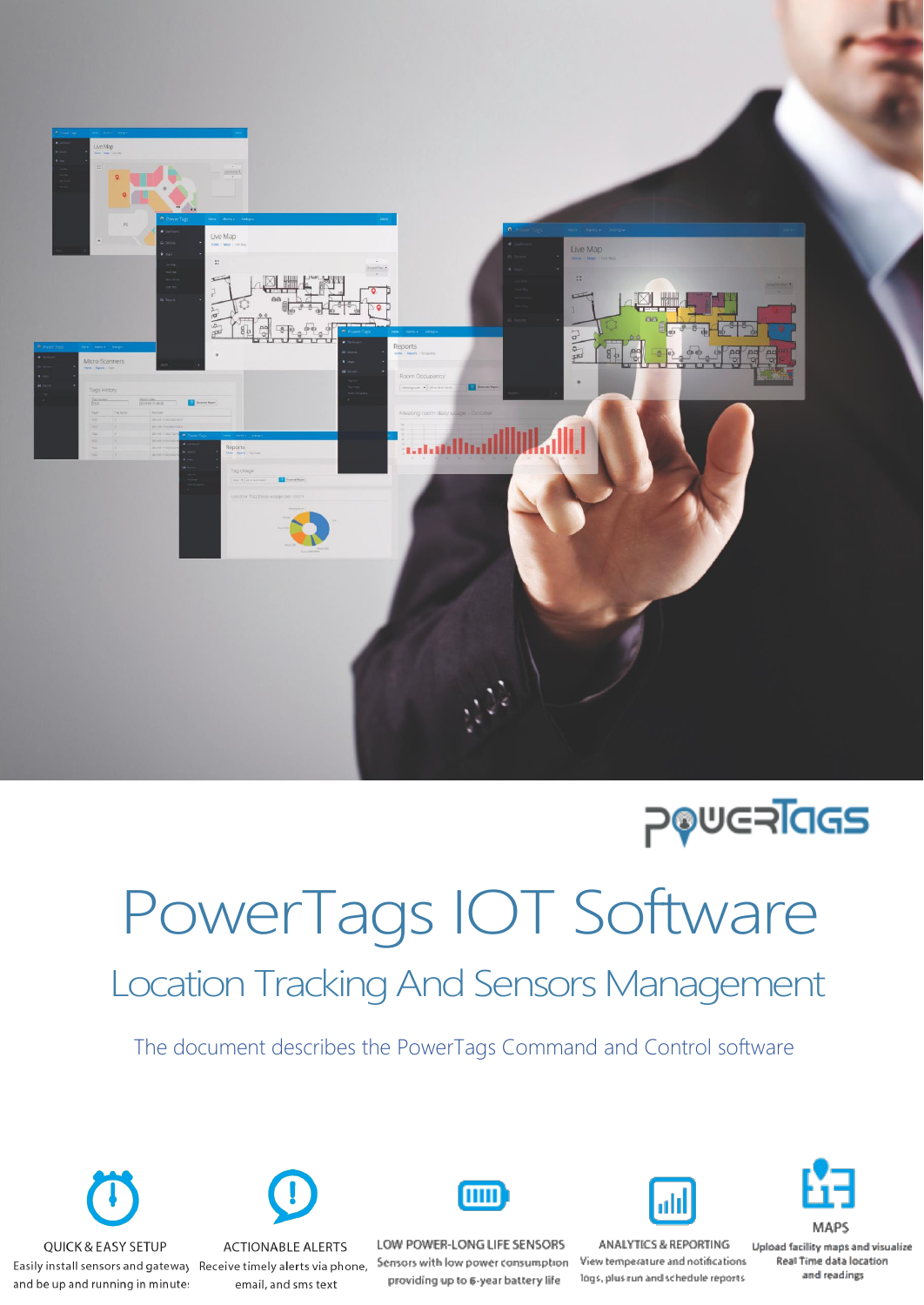# PowerTags IOT Software

## Location Tracking And Sensors Management

The document describes the PowerTags Command and Control software

**QUICK & EASY SETUP**
Easily install sensors and gateway and be up and running in minute:

**ACTIONABLE ALERTS**
Receive timely alerts via phone, email, and sms text

**LOW POWER-LONG LIFE SENSORS**
Sensors with low power consumption providing up to 6-year battery life

**ANALYTICS & REPORTING**
View temperature and notifications logs, plus run and schedule reports

**MAPS**
Upload facility maps and visualize Real Time data location and readings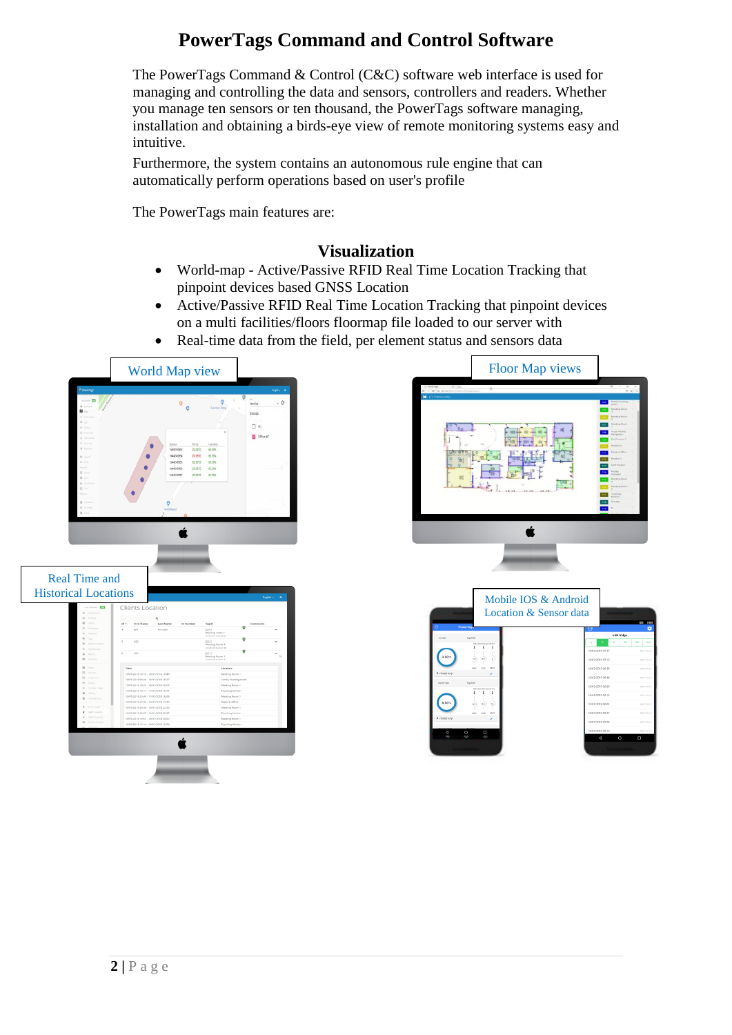# PowerTags Command and Control Software

The PowerTags Command & Control (C&C) software web interface is used for managing and controlling the data and sensors, controllers and readers. Whether you manage ten sensors or ten thousand, the PowerTags software managing, installation and obtaining a birds-eye view of remote monitoring systems easy and intuitive.

Furthermore, the system contains an autonomous rule engine that can automatically perform operations based on user's profile

The PowerTags main features are:

## Visualization

- World-map - Active/Passive RFID Real Time Location Tracking that pinpoint devices based GNSS Location
- Active/Passive RFID Real Time Location Tracking that pinpoint devices on a multi facilities/floors floormap file loaded to our server with
- Real-time data from the field, per element status and sensors data

World Map view

Floor Map views

Real Time and Historical Locations

Mobile IOS & Android Location & Sensor data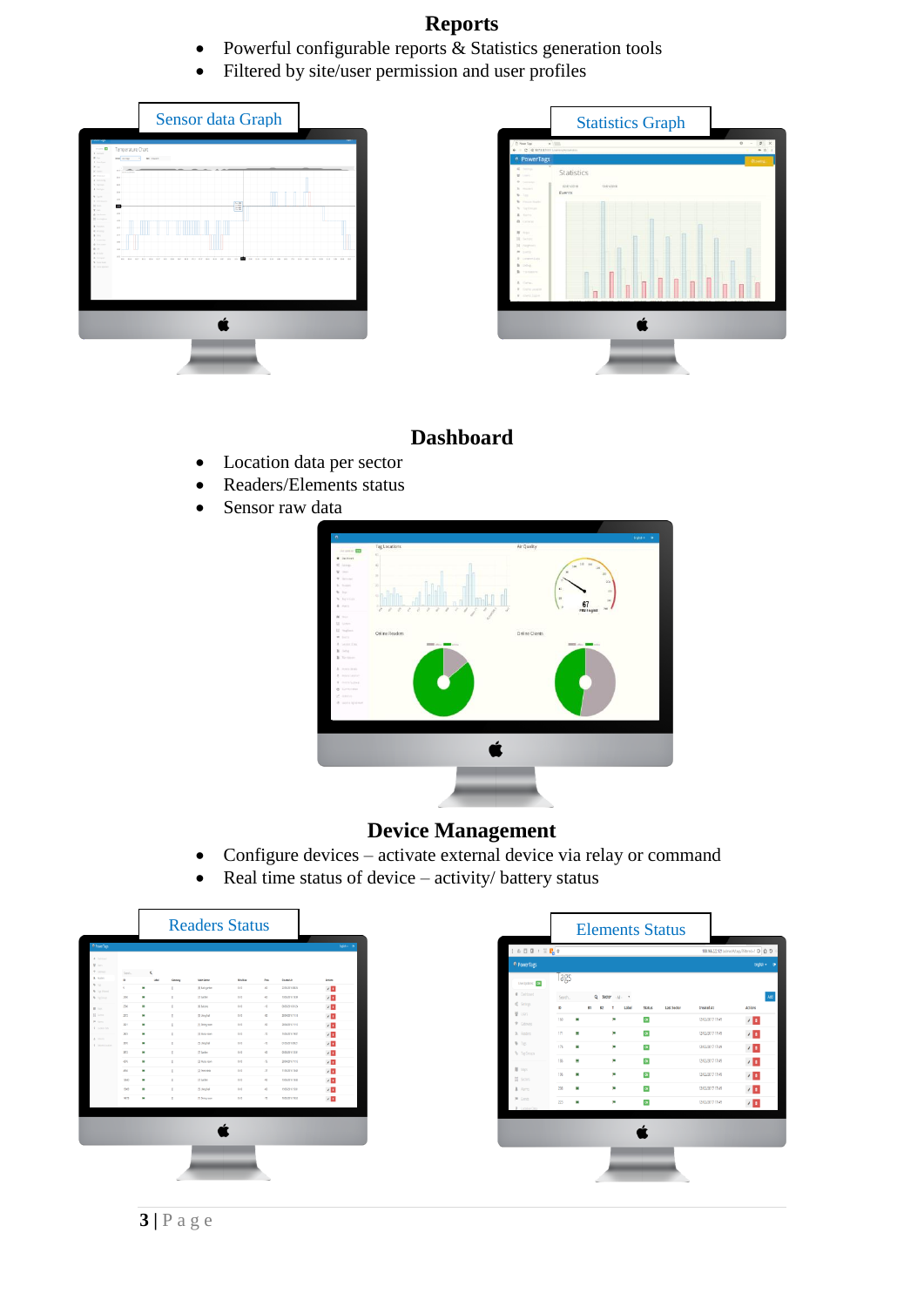# Reports

- Powerful configurable reports & Statistics generation tools
- Filtered by site/user permission and user profiles

Sensor data Graph

Statistics Graph

# Dashboard

- Location data per sector
- Readers/Elements status
- Sensor raw data

# Device Management

- Configure devices – activate external device via relay or command
- Real time status of device – activity/ battery status

Readers Status

Elements Status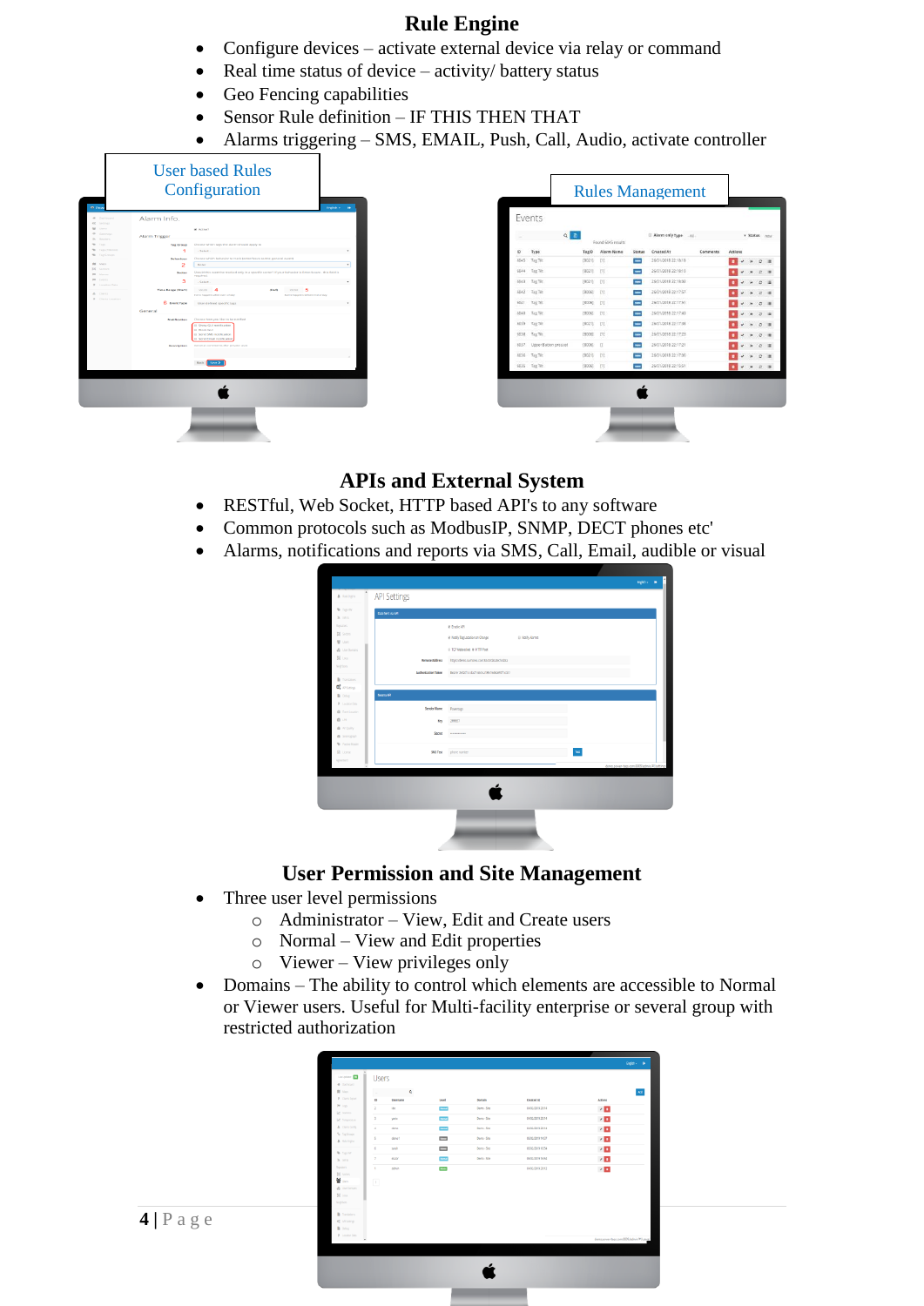## Rule Engine

- Configure devices – activate external device via relay or command
- Real time status of device – activity/ battery status
- Geo Fencing capabilities
- Sensor Rule definition – IF THIS THEN THAT
- Alarms triggering – SMS, EMAIL, Push, Call, Audio, activate controller

User based Rules Configuration

Rules Management

## APIs and External System

- RESTful, Web Socket, HTTP based API's to any software
- Common protocols such as ModbusIP, SNMP, DECT phones etc'
- Alarms, notifications and reports via SMS, Call, Email, audible or visual

## User Permission and Site Management

- Three user level permissions
  - Administrator – View, Edit and Create users
  - Normal – View and Edit properties
  - Viewer – View privileges only
- Domains – The ability to control which elements are accessible to Normal or Viewer users. Useful for Multi-facility enterprise or several group with restricted authorization